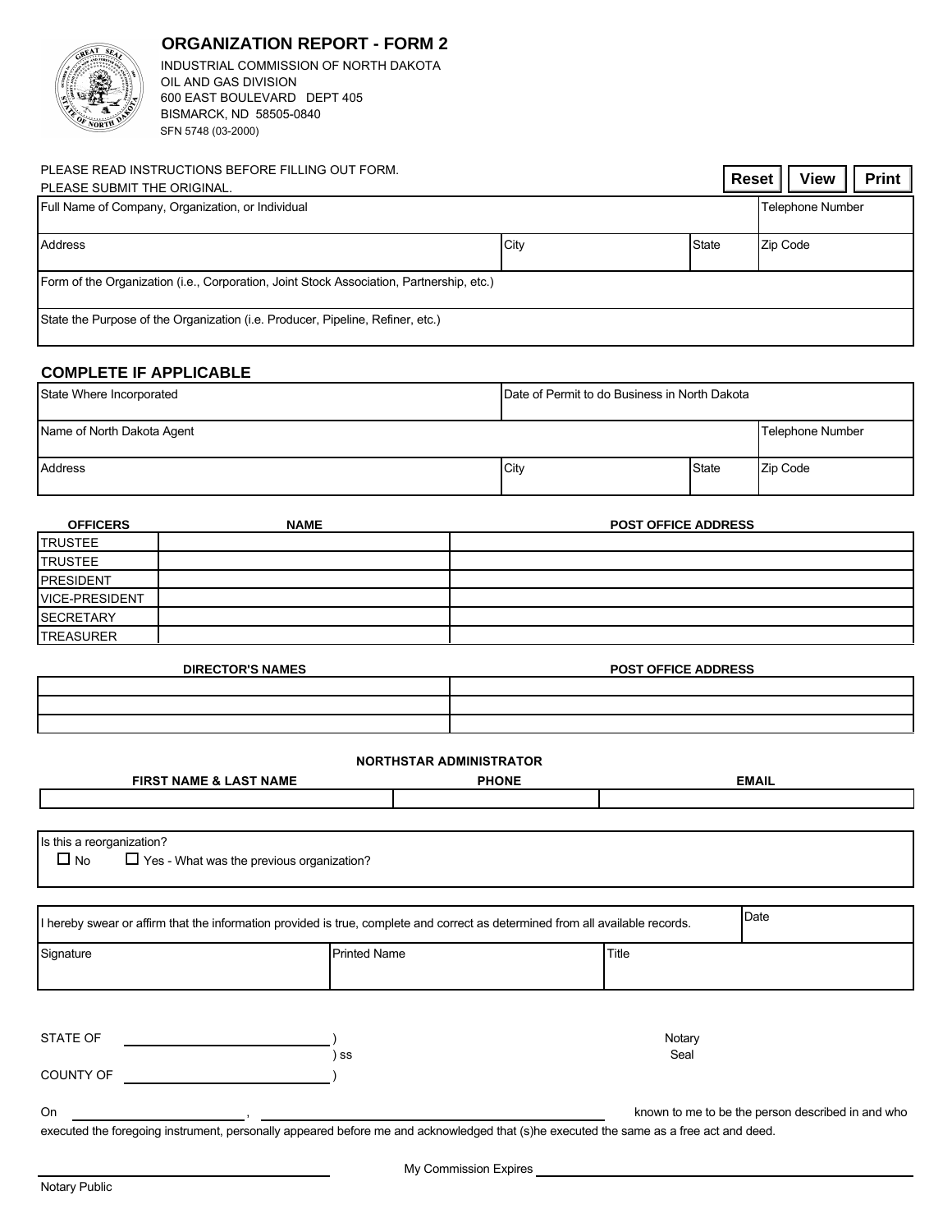# ORGANIZATION REPORT - FORM 2

INDUSTRIAL COMMISSION OF NORTH DAKOTA
OIL AND GAS DIVISION
600 EAST BOULEVARD DEPT 405
BISMARCK, ND 58505-0840
SFN 5748 (03-2000)

PLEASE READ INSTRUCTIONS BEFORE FILLING OUT FORM.
PLEASE SUBMIT THE ORIGINAL.

Reset | View | Print

| Full Name of Company, Organization, or Individual | | | Telephone Number |
|---|---|---|---|
| Address | City | State | Zip Code |
| Form of the Organization (i.e., Corporation, Joint Stock Association, Partnership, etc.) | | | |
| State the Purpose of the Organization (i.e. Producer, Pipeline, Refiner, etc.) | | | |

## COMPLETE IF APPLICABLE

| State Where Incorporated | Date of Permit to do Business in North Dakota | | |
|---|---|---|---|
| Name of North Dakota Agent | | | Telephone Number |
| Address | City | State | Zip Code |

| OFFICERS | NAME | POST OFFICE ADDRESS |
|---|---|---|
| TRUSTEE | | |
| TRUSTEE | | |
| PRESIDENT | | |
| VICE-PRESIDENT | | |
| SECRETARY | | |
| TREASURER | | |

| DIRECTOR'S NAMES | POST OFFICE ADDRESS |
|---|---|
| | |
| | |
| | |

**NORTHSTAR ADMINISTRATOR**

| FIRST NAME & LAST NAME | PHONE | EMAIL |
|---|---|---|
| | | |

Is this a reorganization?
☐ No ☐ Yes - What was the previous organization?

| I hereby swear or affirm that the information provided is true, complete and correct as determined from all available records. | | Date |
|---|---|---|
| Signature | Printed Name | Title |

STATE OF ________________ )
) ss
COUNTY OF ________________ )

Notary
Seal

On ________________ , ________________________________ known to me to be the person described in and who executed the foregoing instrument, personally appeared before me and acknowledged that (s)he executed the same as a free act and deed.

________________________________
Notary Public

My Commission Expires ________________________________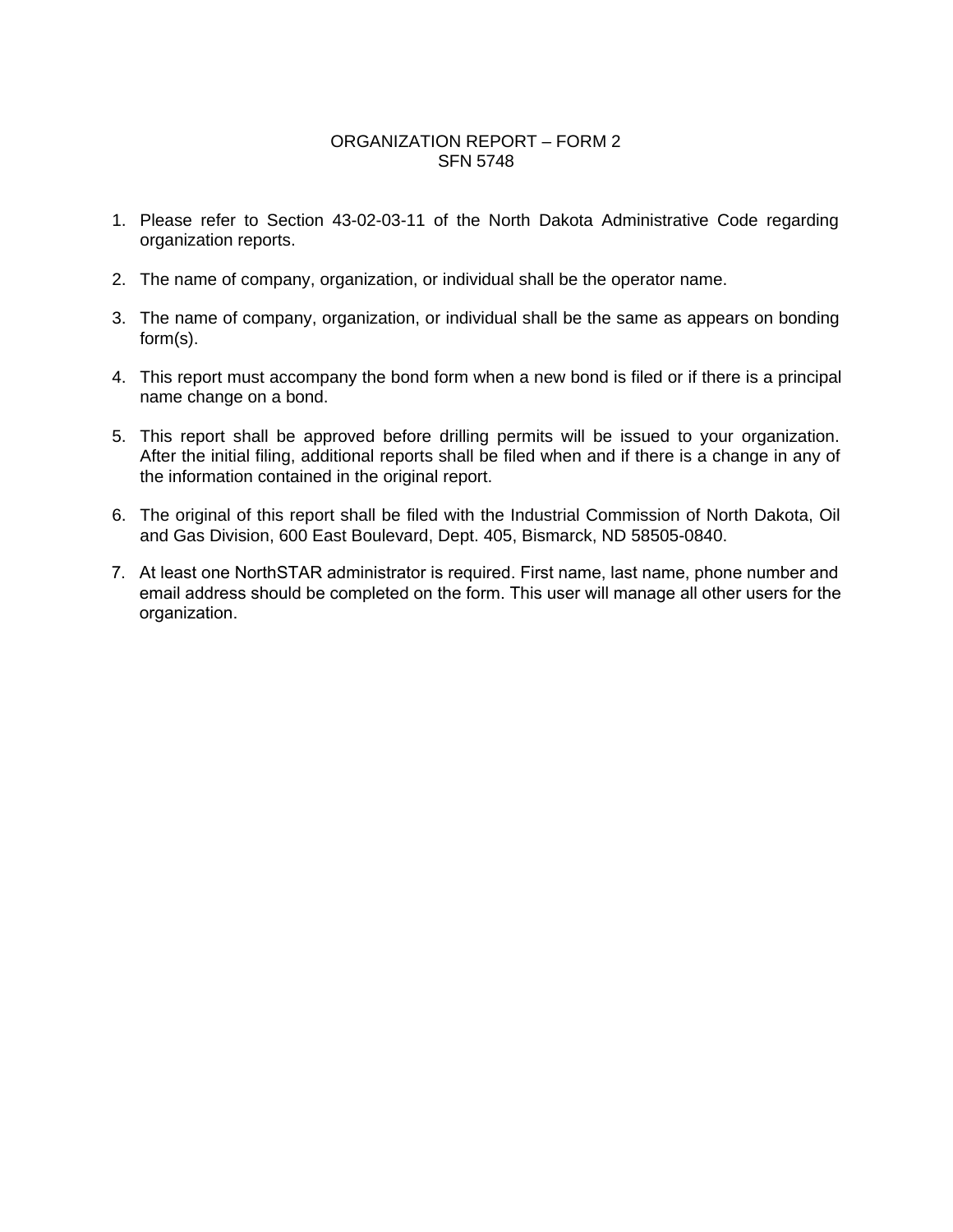# ORGANIZATION REPORT – FORM 2
## SFN 5748

1. Please refer to Section 43-02-03-11 of the North Dakota Administrative Code regarding organization reports.

2. The name of company, organization, or individual shall be the operator name.

3. The name of company, organization, or individual shall be the same as appears on bonding form(s).

4. This report must accompany the bond form when a new bond is filed or if there is a principal name change on a bond.

5. This report shall be approved before drilling permits will be issued to your organization. After the initial filing, additional reports shall be filed when and if there is a change in any of the information contained in the original report.

6. The original of this report shall be filed with the Industrial Commission of North Dakota, Oil and Gas Division, 600 East Boulevard, Dept. 405, Bismarck, ND 58505-0840.

7. At least one NorthSTAR administrator is required. First name, last name, phone number and email address should be completed on the form. This user will manage all other users for the organization.